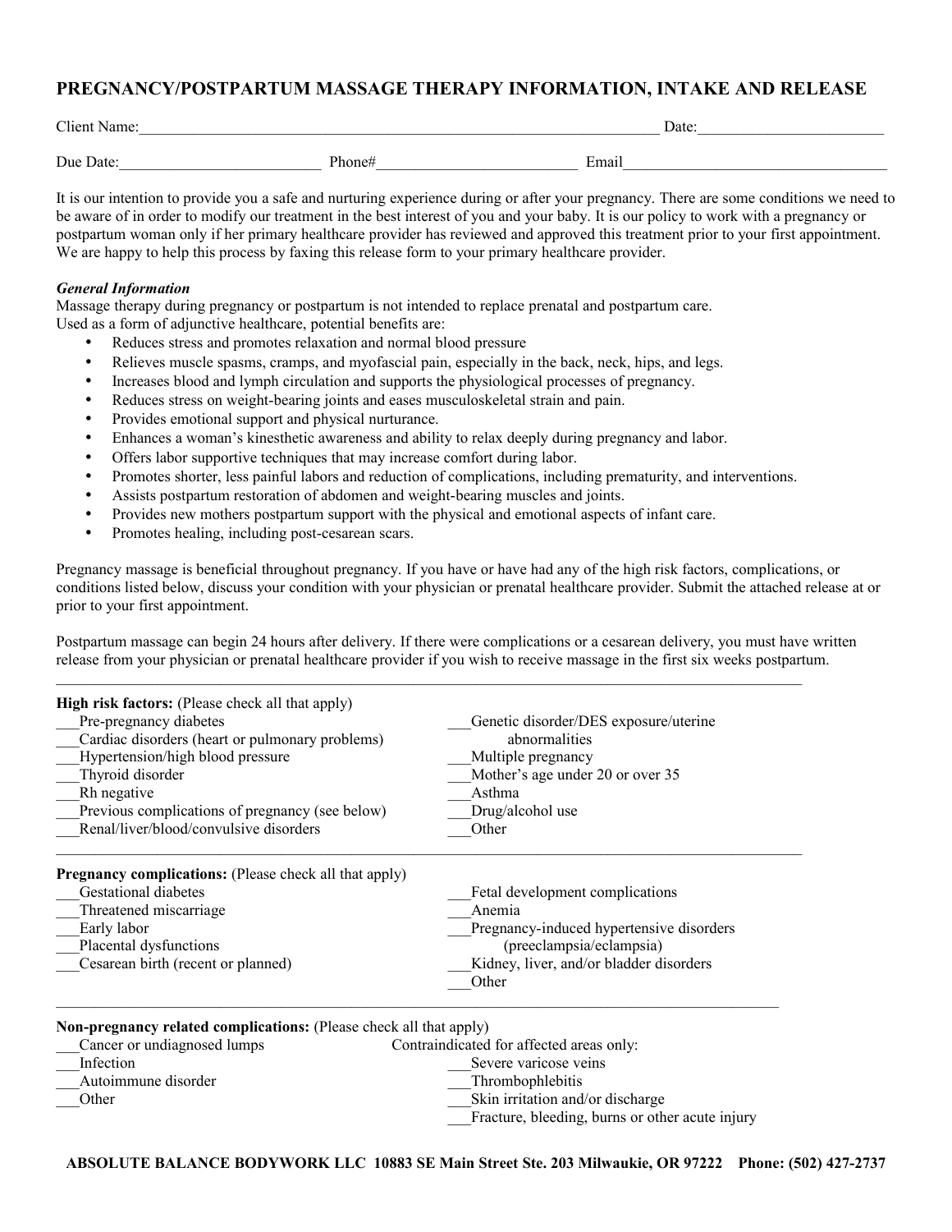# PREGNANCY/POSTPARTUM MASSAGE THERAPY INFORMATION, INTAKE AND RELEASE

Client Name:_______________________________________________ Date:________________________

Due Date:__________________________ Phone#__________________________ Email__________________________________

It is our intention to provide you a safe and nurturing experience during or after your pregnancy. There are some conditions we need to be aware of in order to modify our treatment in the best interest of you and your baby. It is our policy to work with a pregnancy or postpartum woman only if her primary healthcare provider has reviewed and approved this treatment prior to your first appointment. We are happy to help this process by faxing this release form to your primary healthcare provider.

***General Information***

Massage therapy during pregnancy or postpartum is not intended to replace prenatal and postpartum care.
Used as a form of adjunctive healthcare, potential benefits are:

- Reduces stress and promotes relaxation and normal blood pressure
- Relieves muscle spasms, cramps, and myofascial pain, especially in the back, neck, hips, and legs.
- Increases blood and lymph circulation and supports the physiological processes of pregnancy.
- Reduces stress on weight-bearing joints and eases musculoskeletal strain and pain.
- Provides emotional support and physical nurturance.
- Enhances a woman's kinesthetic awareness and ability to relax deeply during pregnancy and labor.
- Offers labor supportive techniques that may increase comfort during labor.
- Promotes shorter, less painful labors and reduction of complications, including prematurity, and interventions.
- Assists postpartum restoration of abdomen and weight-bearing muscles and joints.
- Provides new mothers postpartum support with the physical and emotional aspects of infant care.
- Promotes healing, including post-cesarean scars.

Pregnancy massage is beneficial throughout pregnancy. If you have or have had any of the high risk factors, complications, or conditions listed below, discuss your condition with your physician or prenatal healthcare provider. Submit the attached release at or prior to your first appointment.

Postpartum massage can begin 24 hours after delivery. If there were complications or a cesarean delivery, you must have written release from your physician or prenatal healthcare provider if you wish to receive massage in the first six weeks postpartum.

---

**High risk factors:** (Please check all that apply)

___Pre-pregnancy diabetes
___Cardiac disorders (heart or pulmonary problems)
___Hypertension/high blood pressure
___Thyroid disorder
___Rh negative
___Previous complications of pregnancy (see below)
___Renal/liver/blood/convulsive disorders
___Genetic disorder/DES exposure/uterine abnormalities
___Multiple pregnancy
___Mother's age under 20 or over 35
___Asthma
___Drug/alcohol use
___Other

---

**Pregnancy complications:** (Please check all that apply)

___Gestational diabetes
___Threatened miscarriage
___Early labor
___Placental dysfunctions
___Cesarean birth (recent or planned)
___Fetal development complications
___Anemia
___Pregnancy-induced hypertensive disorders (preeclampsia/eclampsia)
___Kidney, liver, and/or bladder disorders
___Other

---

**Non-pregnancy related complications:** (Please check all that apply)

___Cancer or undiagnosed lumps
___Infection
___Autoimmune disorder
___Other

Contraindicated for affected areas only:

___Severe varicose veins
___Thrombophlebitis
___Skin irritation and/or discharge
___Fracture, bleeding, burns or other acute injury

**ABSOLUTE BALANCE BODYWORK LLC 10883 SE Main Street Ste. 203 Milwaukie, OR 97222 Phone: (502) 427-2737**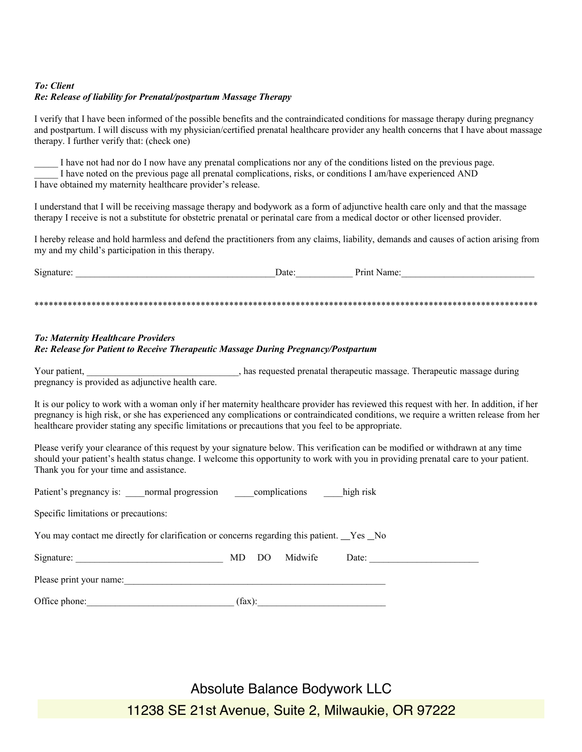***To: Client***
***Re: Release of liability for Prenatal/postpartum Massage Therapy***

I verify that I have been informed of the possible benefits and the contraindicated conditions for massage therapy during pregnancy and postpartum. I will discuss with my physician/certified prenatal healthcare provider any health concerns that I have about massage therapy. I further verify that: (check one)

_____ I have not had nor do I now have any prenatal complications nor any of the conditions listed on the previous page.
_____ I have noted on the previous page all prenatal complications, risks, or conditions I am/have experienced AND I have obtained my maternity healthcare provider's release.

I understand that I will be receiving massage therapy and bodywork as a form of adjunctive health care only and that the massage therapy I receive is not a substitute for obstetric prenatal or perinatal care from a medical doctor or other licensed provider.

I hereby release and hold harmless and defend the practitioners from any claims, liability, demands and causes of action arising from my and my child's participation in this therapy.

Signature: ___________________________________________Date:____________ Print Name:____________________________

***********************************************************************************************************

***To: Maternity Healthcare Providers***
***Re: Release for Patient to Receive Therapeutic Massage During Pregnancy/Postpartum***

Your patient, ________________________________, has requested prenatal therapeutic massage. Therapeutic massage during pregnancy is provided as adjunctive health care.

It is our policy to work with a woman only if her maternity healthcare provider has reviewed this request with her. In addition, if her pregnancy is high risk, or she has experienced any complications or contraindicated conditions, we require a written release from her healthcare provider stating any specific limitations or precautions that you feel to be appropriate.

Please verify your clearance of this request by your signature below. This verification can be modified or withdrawn at any time should your patient's health status change. I welcome this opportunity to work with you in providing prenatal care to your patient. Thank you for your time and assistance.

Patient's pregnancy is: ____normal progression ____complications ____high risk

Specific limitations or precautions:

You may contact me directly for clarification or concerns regarding this patient. __Yes __No

Signature: _______________________________ MD DO Midwife Date: _______________________

Please print your name:__________________________________________________________

Office phone:_______________________________ (fax):___________________________

Absolute Balance Bodywork LLC
11238 SE 21st Avenue, Suite 2, Milwaukie, OR 97222